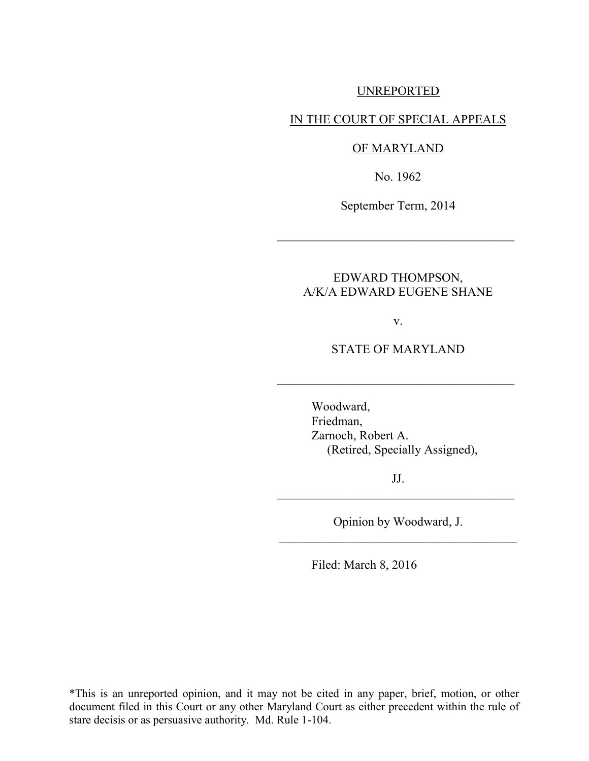UNREPORTED

IN THE COURT OF SPECIAL APPEALS

OF MARYLAND

No. 1962

September Term, 2014

---

EDWARD THOMPSON,
A/K/A EDWARD EUGENE SHANE

v.

STATE OF MARYLAND

---

Woodward,
Friedman,
Zarnoch, Robert A.
(Retired, Specially Assigned),

JJ.

---

Opinion by Woodward, J.

---

Filed: March 8, 2016

*This is an unreported opinion, and it may not be cited in any paper, brief, motion, or other document filed in this Court or any other Maryland Court as either precedent within the rule of stare decisis or as persuasive authority. Md. Rule 1-104.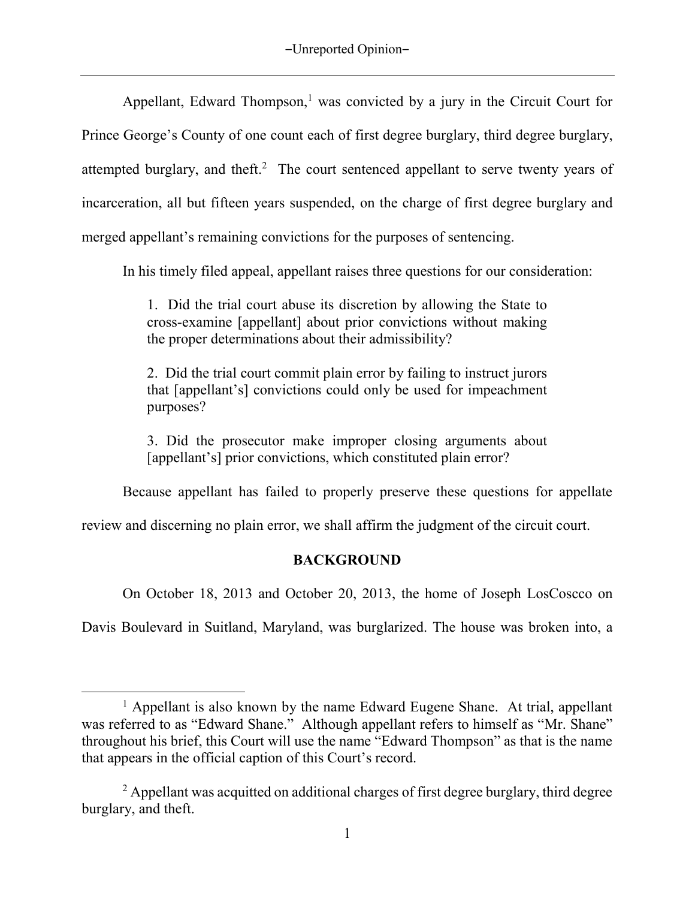Appellant, Edward Thompson,[1] was convicted by a jury in the Circuit Court for Prince George's County of one count each of first degree burglary, third degree burglary, attempted burglary, and theft.[2] The court sentenced appellant to serve twenty years of incarceration, all but fifteen years suspended, on the charge of first degree burglary and merged appellant's remaining convictions for the purposes of sentencing.

In his timely filed appeal, appellant raises three questions for our consideration:

> 1. Did the trial court abuse its discretion by allowing the State to cross-examine [appellant] about prior convictions without making the proper determinations about their admissibility?
>
> 2. Did the trial court commit plain error by failing to instruct jurors that [appellant's] convictions could only be used for impeachment purposes?
>
> 3. Did the prosecutor make improper closing arguments about [appellant's] prior convictions, which constituted plain error?

Because appellant has failed to properly preserve these questions for appellate review and discerning no plain error, we shall affirm the judgment of the circuit court.

## BACKGROUND

On October 18, 2013 and October 20, 2013, the home of Joseph LosCoscco on Davis Boulevard in Suitland, Maryland, was burglarized. The house was broken into, a

---

[1] Appellant is also known by the name Edward Eugene Shane. At trial, appellant was referred to as "Edward Shane." Although appellant refers to himself as "Mr. Shane" throughout his brief, this Court will use the name "Edward Thompson" as that is the name that appears in the official caption of this Court's record.

[2] Appellant was acquitted on additional charges of first degree burglary, third degree burglary, and theft.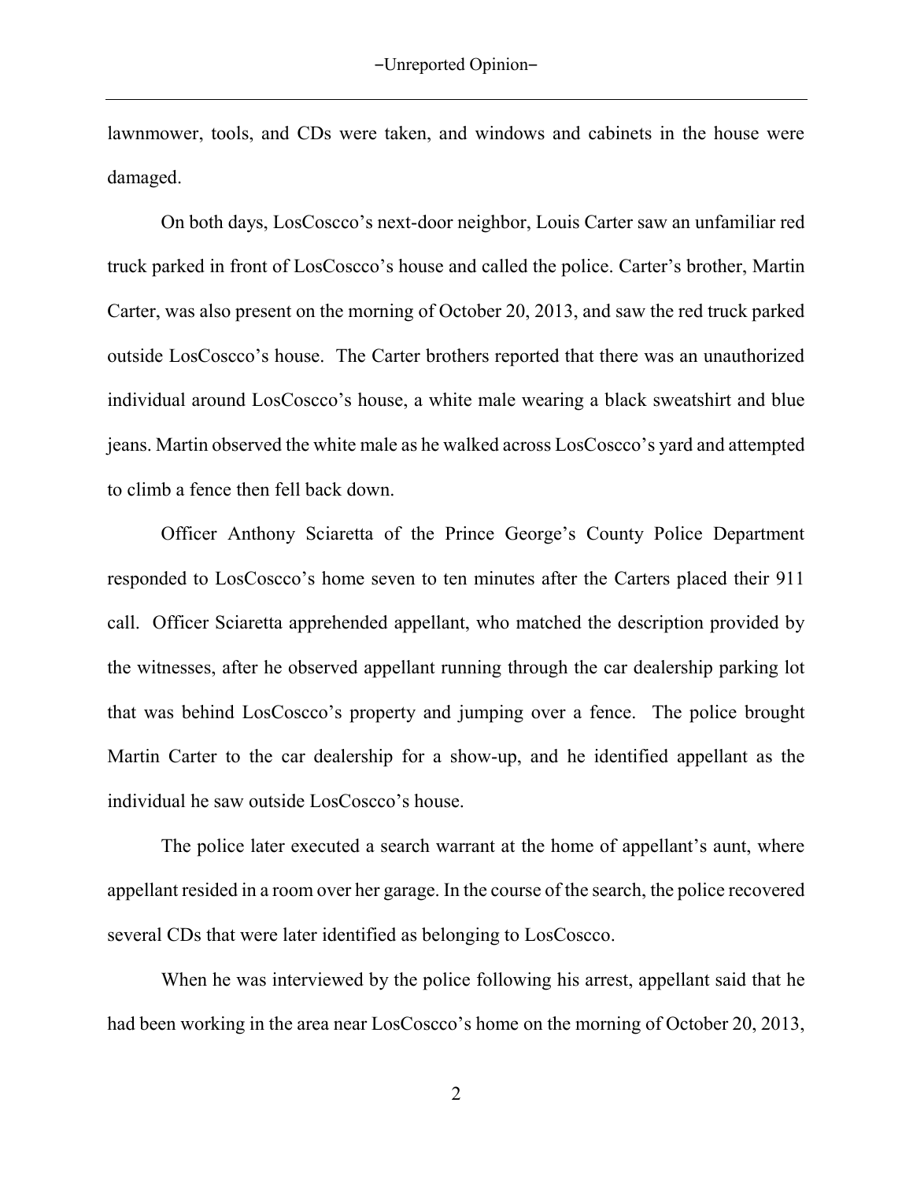lawnmower, tools, and CDs were taken, and windows and cabinets in the house were damaged.

On both days, LosCoscco's next-door neighbor, Louis Carter saw an unfamiliar red truck parked in front of LosCoscco's house and called the police. Carter's brother, Martin Carter, was also present on the morning of October 20, 2013, and saw the red truck parked outside LosCoscco's house. The Carter brothers reported that there was an unauthorized individual around LosCoscco's house, a white male wearing a black sweatshirt and blue jeans. Martin observed the white male as he walked across LosCoscco's yard and attempted to climb a fence then fell back down.

Officer Anthony Sciaretta of the Prince George's County Police Department responded to LosCoscco's home seven to ten minutes after the Carters placed their 911 call. Officer Sciaretta apprehended appellant, who matched the description provided by the witnesses, after he observed appellant running through the car dealership parking lot that was behind LosCoscco's property and jumping over a fence. The police brought Martin Carter to the car dealership for a show-up, and he identified appellant as the individual he saw outside LosCoscco's house.

The police later executed a search warrant at the home of appellant's aunt, where appellant resided in a room over her garage. In the course of the search, the police recovered several CDs that were later identified as belonging to LosCoscco.

When he was interviewed by the police following his arrest, appellant said that he had been working in the area near LosCoscco's home on the morning of October 20, 2013,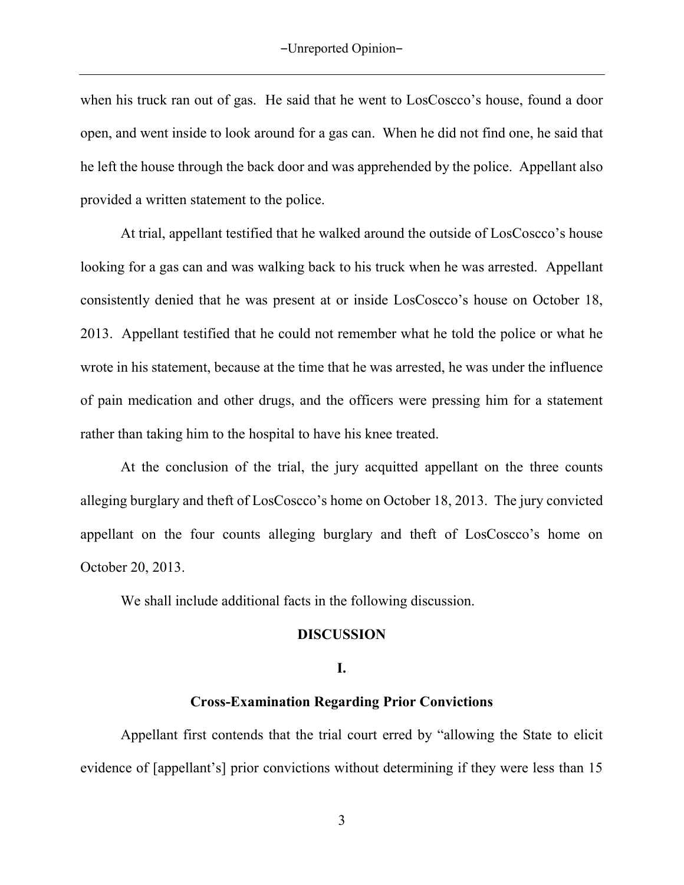when his truck ran out of gas. He said that he went to LosCoscco's house, found a door open, and went inside to look around for a gas can. When he did not find one, he said that he left the house through the back door and was apprehended by the police. Appellant also provided a written statement to the police.

At trial, appellant testified that he walked around the outside of LosCoscco's house looking for a gas can and was walking back to his truck when he was arrested. Appellant consistently denied that he was present at or inside LosCoscco's house on October 18, 2013. Appellant testified that he could not remember what he told the police or what he wrote in his statement, because at the time that he was arrested, he was under the influence of pain medication and other drugs, and the officers were pressing him for a statement rather than taking him to the hospital to have his knee treated.

At the conclusion of the trial, the jury acquitted appellant on the three counts alleging burglary and theft of LosCoscco's home on October 18, 2013. The jury convicted appellant on the four counts alleging burglary and theft of LosCoscco's home on October 20, 2013.

We shall include additional facts in the following discussion.

## DISCUSSION

### I.

### Cross-Examination Regarding Prior Convictions

Appellant first contends that the trial court erred by "allowing the State to elicit evidence of [appellant's] prior convictions without determining if they were less than 15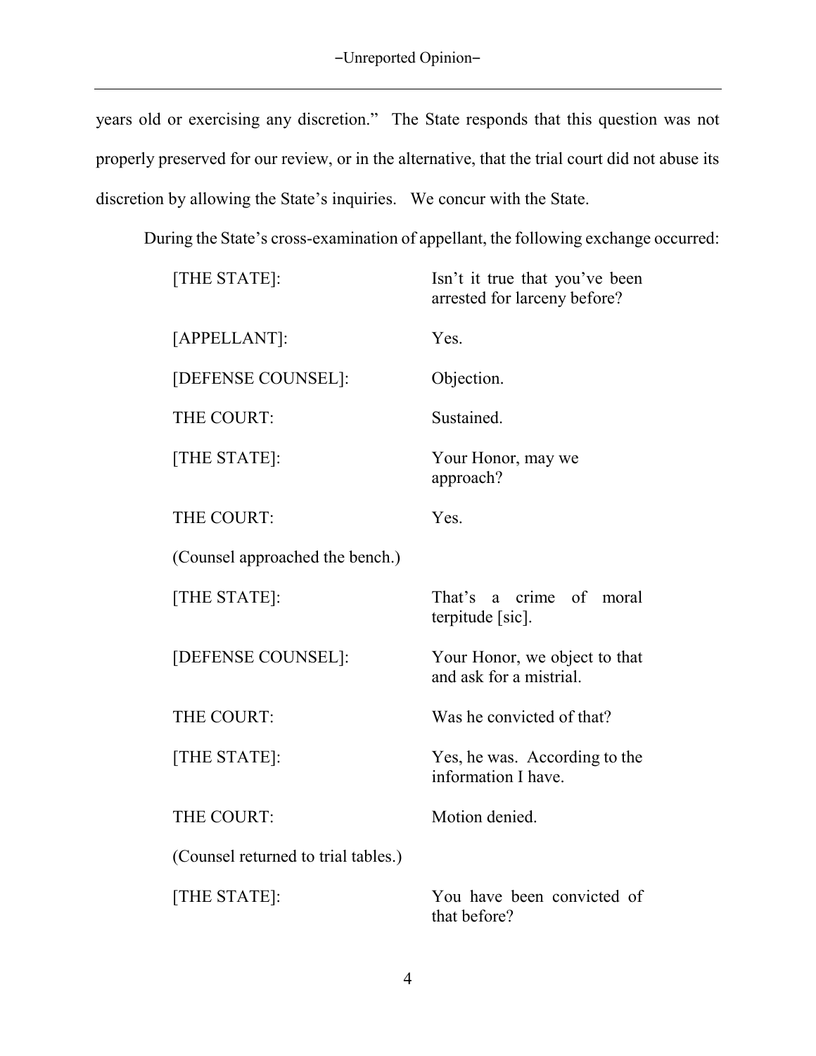years old or exercising any discretion." The State responds that this question was not properly preserved for our review, or in the alternative, that the trial court did not abuse its discretion by allowing the State's inquiries. We concur with the State.

During the State's cross-examination of appellant, the following exchange occurred:

> [THE STATE]: Isn't it true that you've been arrested for larceny before?
>
> [APPELLANT]: Yes.
>
> [DEFENSE COUNSEL]: Objection.
>
> THE COURT: Sustained.
>
> [THE STATE]: Your Honor, may we approach?
>
> THE COURT: Yes.
>
> (Counsel approached the bench.)
>
> [THE STATE]: That's a crime of moral terpitude [sic].
>
> [DEFENSE COUNSEL]: Your Honor, we object to that and ask for a mistrial.
>
> THE COURT: Was he convicted of that?
>
> [THE STATE]: Yes, he was. According to the information I have.
>
> THE COURT: Motion denied.
>
> (Counsel returned to trial tables.)
>
> [THE STATE]: You have been convicted of that before?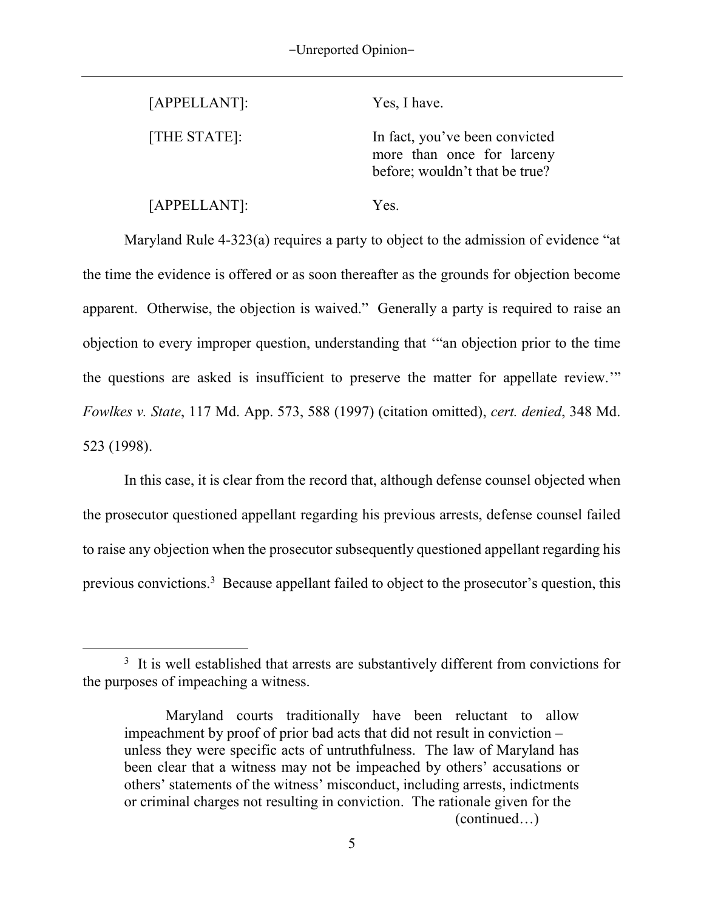| | |
|---|---|
| [APPELLANT]: | Yes, I have. |
| [THE STATE]: | In fact, you've been convicted more than once for larceny before; wouldn't that be true? |
| [APPELLANT]: | Yes. |

Maryland Rule 4-323(a) requires a party to object to the admission of evidence "at the time the evidence is offered or as soon thereafter as the grounds for objection become apparent. Otherwise, the objection is waived." Generally a party is required to raise an objection to every improper question, understanding that '"an objection prior to the time the questions are asked is insufficient to preserve the matter for appellate review.'" *Fowlkes v. State*, 117 Md. App. 573, 588 (1997) (citation omitted), *cert. denied*, 348 Md. 523 (1998).

In this case, it is clear from the record that, although defense counsel objected when the prosecutor questioned appellant regarding his previous arrests, defense counsel failed to raise any objection when the prosecutor subsequently questioned appellant regarding his previous convictions.[3] Because appellant failed to object to the prosecutor's question, this

---

[3] It is well established that arrests are substantively different from convictions for the purposes of impeaching a witness.

> Maryland courts traditionally have been reluctant to allow impeachment by proof of prior bad acts that did not result in conviction – unless they were specific acts of untruthfulness. The law of Maryland has been clear that a witness may not be impeached by others' accusations or others' statements of the witness' misconduct, including arrests, indictments or criminal charges not resulting in conviction. The rationale given for the
>
> (continued…)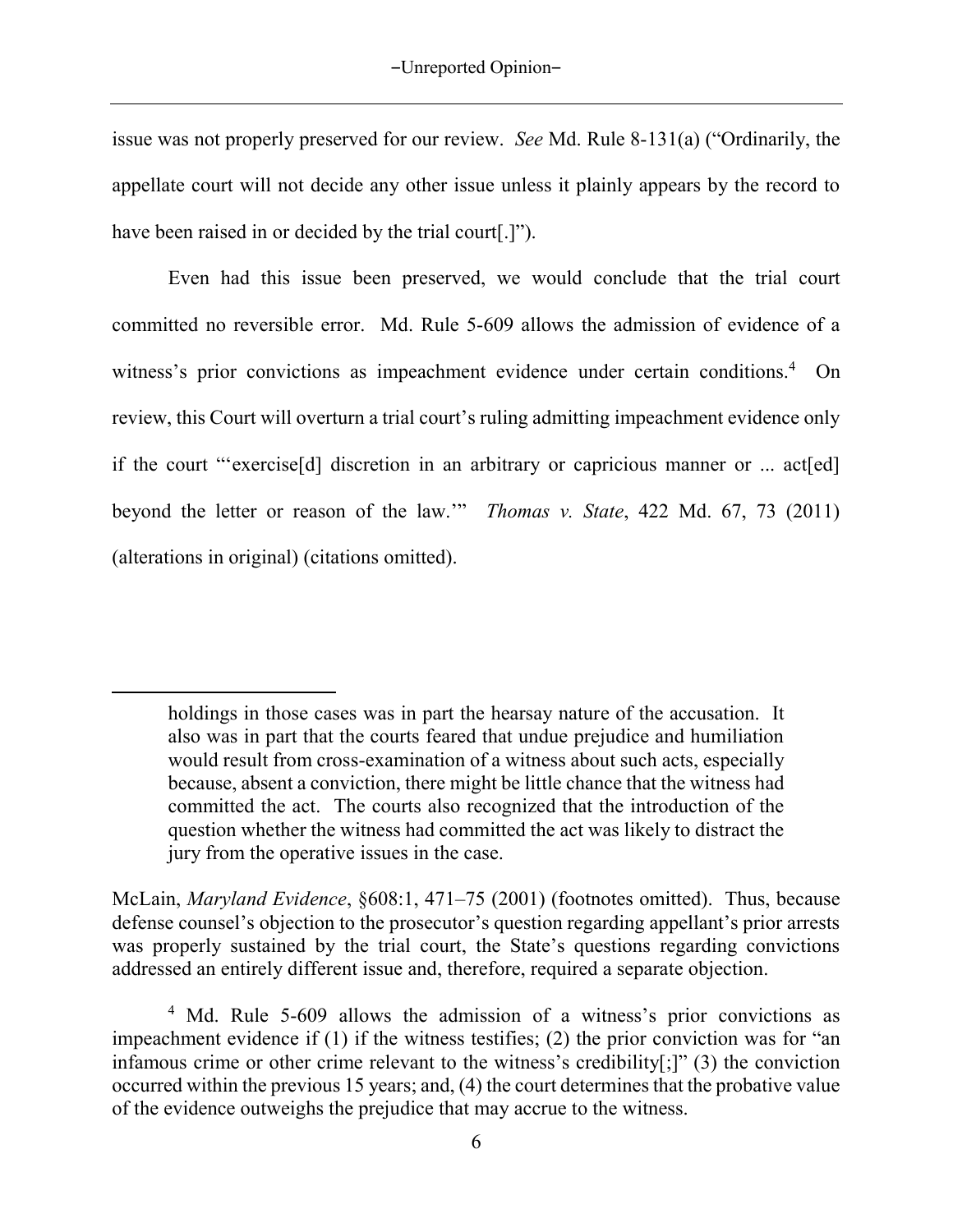issue was not properly preserved for our review. *See* Md. Rule 8-131(a) ("Ordinarily, the appellate court will not decide any other issue unless it plainly appears by the record to have been raised in or decided by the trial court[.]").

Even had this issue been preserved, we would conclude that the trial court committed no reversible error. Md. Rule 5-609 allows the admission of evidence of a witness's prior convictions as impeachment evidence under certain conditions.[4] On review, this Court will overturn a trial court's ruling admitting impeachment evidence only if the court "'exercise[d] discretion in an arbitrary or capricious manner or ... act[ed] beyond the letter or reason of the law.'" *Thomas v. State*, 422 Md. 67, 73 (2011) (alterations in original) (citations omitted).

---

> holdings in those cases was in part the hearsay nature of the accusation. It also was in part that the courts feared that undue prejudice and humiliation would result from cross-examination of a witness about such acts, especially because, absent a conviction, there might be little chance that the witness had committed the act. The courts also recognized that the introduction of the question whether the witness had committed the act was likely to distract the jury from the operative issues in the case.

McLain, *Maryland Evidence*, §608:1, 471–75 (2001) (footnotes omitted). Thus, because defense counsel's objection to the prosecutor's question regarding appellant's prior arrests was properly sustained by the trial court, the State's questions regarding convictions addressed an entirely different issue and, therefore, required a separate objection.

[4] Md. Rule 5-609 allows the admission of a witness's prior convictions as impeachment evidence if (1) if the witness testifies; (2) the prior conviction was for "an infamous crime or other crime relevant to the witness's credibility[;]" (3) the conviction occurred within the previous 15 years; and, (4) the court determines that the probative value of the evidence outweighs the prejudice that may accrue to the witness.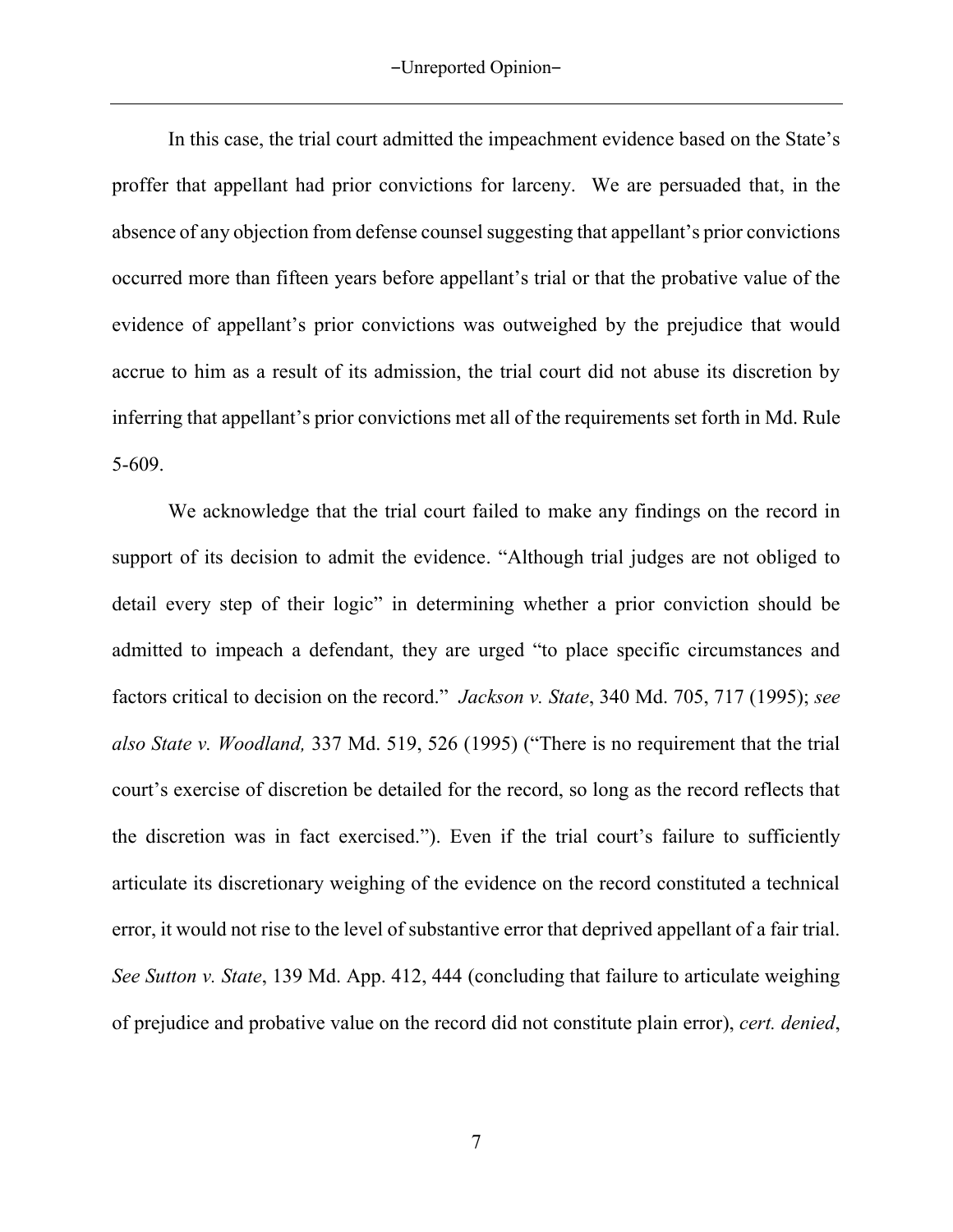In this case, the trial court admitted the impeachment evidence based on the State's proffer that appellant had prior convictions for larceny. We are persuaded that, in the absence of any objection from defense counsel suggesting that appellant's prior convictions occurred more than fifteen years before appellant's trial or that the probative value of the evidence of appellant's prior convictions was outweighed by the prejudice that would accrue to him as a result of its admission, the trial court did not abuse its discretion by inferring that appellant's prior convictions met all of the requirements set forth in Md. Rule 5-609.

We acknowledge that the trial court failed to make any findings on the record in support of its decision to admit the evidence. "Although trial judges are not obliged to detail every step of their logic" in determining whether a prior conviction should be admitted to impeach a defendant, they are urged "to place specific circumstances and factors critical to decision on the record." *Jackson v. State*, 340 Md. 705, 717 (1995); *see also State v. Woodland,* 337 Md. 519, 526 (1995) ("There is no requirement that the trial court's exercise of discretion be detailed for the record, so long as the record reflects that the discretion was in fact exercised."). Even if the trial court's failure to sufficiently articulate its discretionary weighing of the evidence on the record constituted a technical error, it would not rise to the level of substantive error that deprived appellant of a fair trial. *See Sutton v. State*, 139 Md. App. 412, 444 (concluding that failure to articulate weighing of prejudice and probative value on the record did not constitute plain error), *cert. denied*,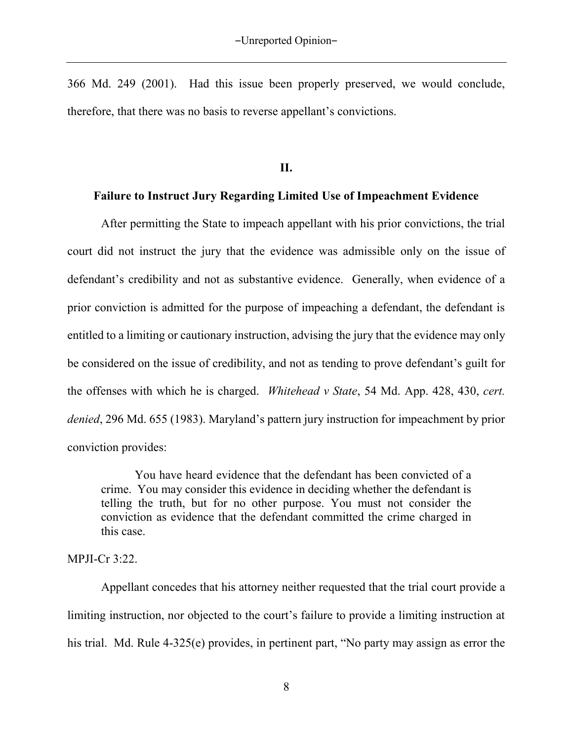366 Md. 249 (2001). Had this issue been properly preserved, we would conclude, therefore, that there was no basis to reverse appellant's convictions.

## II.

### Failure to Instruct Jury Regarding Limited Use of Impeachment Evidence

After permitting the State to impeach appellant with his prior convictions, the trial court did not instruct the jury that the evidence was admissible only on the issue of defendant's credibility and not as substantive evidence. Generally, when evidence of a prior conviction is admitted for the purpose of impeaching a defendant, the defendant is entitled to a limiting or cautionary instruction, advising the jury that the evidence may only be considered on the issue of credibility, and not as tending to prove defendant's guilt for the offenses with which he is charged. *Whitehead v State*, 54 Md. App. 428, 430, *cert. denied*, 296 Md. 655 (1983). Maryland's pattern jury instruction for impeachment by prior conviction provides:

> You have heard evidence that the defendant has been convicted of a crime. You may consider this evidence in deciding whether the defendant is telling the truth, but for no other purpose. You must not consider the conviction as evidence that the defendant committed the crime charged in this case.

MPJI-Cr 3:22.

Appellant concedes that his attorney neither requested that the trial court provide a limiting instruction, nor objected to the court's failure to provide a limiting instruction at his trial. Md. Rule 4-325(e) provides, in pertinent part, "No party may assign as error the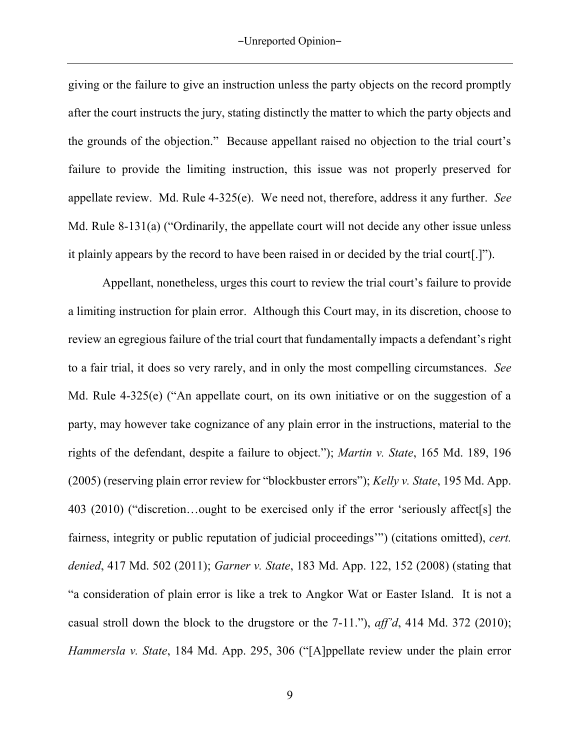giving or the failure to give an instruction unless the party objects on the record promptly after the court instructs the jury, stating distinctly the matter to which the party objects and the grounds of the objection." Because appellant raised no objection to the trial court's failure to provide the limiting instruction, this issue was not properly preserved for appellate review. Md. Rule 4-325(e). We need not, therefore, address it any further. *See* Md. Rule 8-131(a) ("Ordinarily, the appellate court will not decide any other issue unless it plainly appears by the record to have been raised in or decided by the trial court[.]").

Appellant, nonetheless, urges this court to review the trial court's failure to provide a limiting instruction for plain error. Although this Court may, in its discretion, choose to review an egregious failure of the trial court that fundamentally impacts a defendant's right to a fair trial, it does so very rarely, and in only the most compelling circumstances. *See* Md. Rule 4-325(e) ("An appellate court, on its own initiative or on the suggestion of a party, may however take cognizance of any plain error in the instructions, material to the rights of the defendant, despite a failure to object."); *Martin v. State*, 165 Md. 189, 196 (2005) (reserving plain error review for "blockbuster errors"); *Kelly v. State*, 195 Md. App. 403 (2010) ("discretion…ought to be exercised only if the error 'seriously affect[s] the fairness, integrity or public reputation of judicial proceedings'") (citations omitted), *cert. denied*, 417 Md. 502 (2011); *Garner v. State*, 183 Md. App. 122, 152 (2008) (stating that "a consideration of plain error is like a trek to Angkor Wat or Easter Island. It is not a casual stroll down the block to the drugstore or the 7-11."), *aff'd*, 414 Md. 372 (2010); *Hammersla v. State*, 184 Md. App. 295, 306 ("[A]ppellate review under the plain error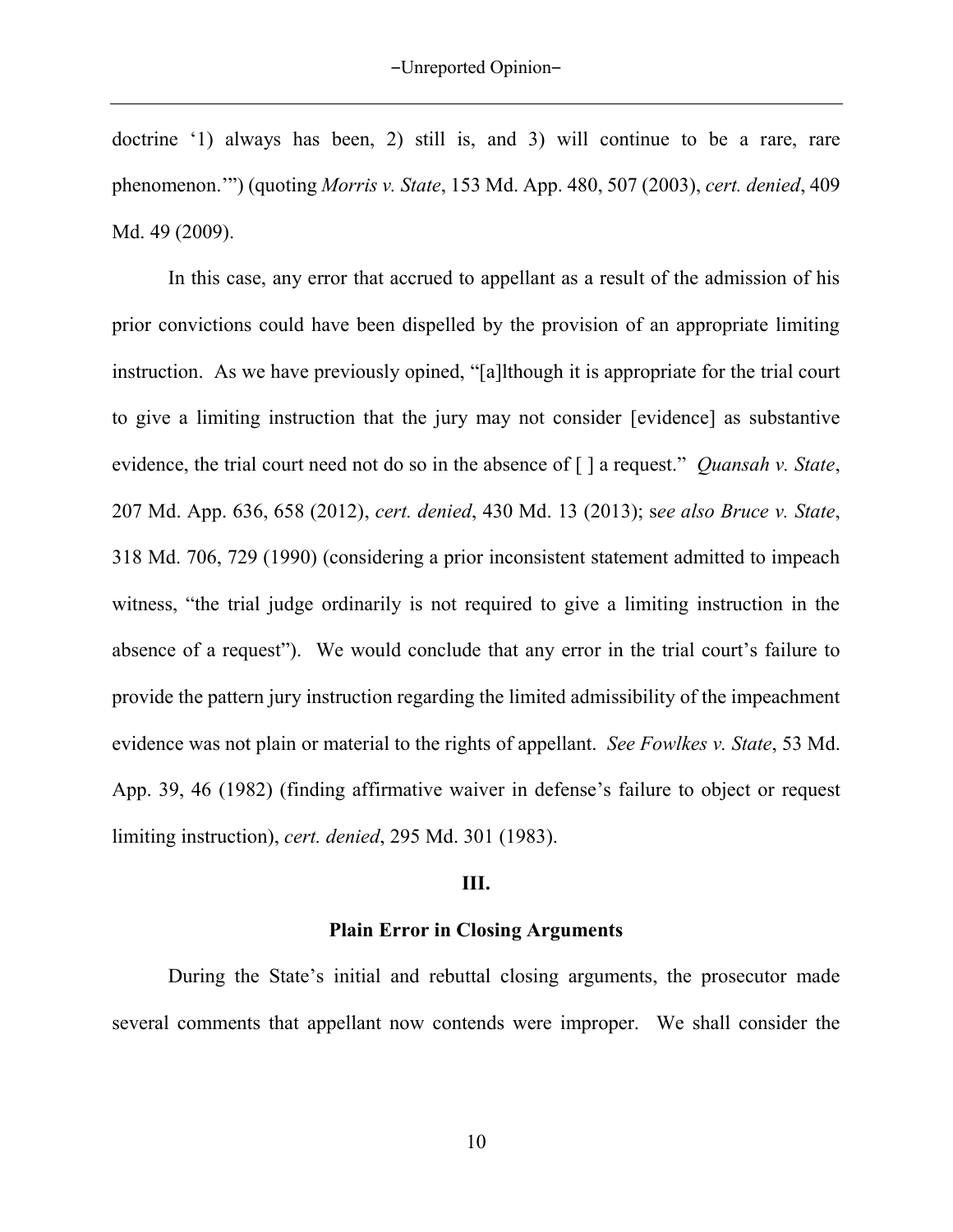doctrine '1) always has been, 2) still is, and 3) will continue to be a rare, rare phenomenon.'") (quoting *Morris v. State*, 153 Md. App. 480, 507 (2003), *cert. denied*, 409 Md. 49 (2009).

In this case, any error that accrued to appellant as a result of the admission of his prior convictions could have been dispelled by the provision of an appropriate limiting instruction. As we have previously opined, "[a]lthough it is appropriate for the trial court to give a limiting instruction that the jury may not consider [evidence] as substantive evidence, the trial court need not do so in the absence of [ ] a request." *Quansah v. State*, 207 Md. App. 636, 658 (2012), *cert. denied*, 430 Md. 13 (2013); s*ee also Bruce v. State*, 318 Md. 706, 729 (1990) (considering a prior inconsistent statement admitted to impeach witness, "the trial judge ordinarily is not required to give a limiting instruction in the absence of a request"). We would conclude that any error in the trial court's failure to provide the pattern jury instruction regarding the limited admissibility of the impeachment evidence was not plain or material to the rights of appellant. *See Fowlkes v. State*, 53 Md. App. 39, 46 (1982) (finding affirmative waiver in defense's failure to object or request limiting instruction), *cert. denied*, 295 Md. 301 (1983).

## III.

## Plain Error in Closing Arguments

During the State's initial and rebuttal closing arguments, the prosecutor made several comments that appellant now contends were improper. We shall consider the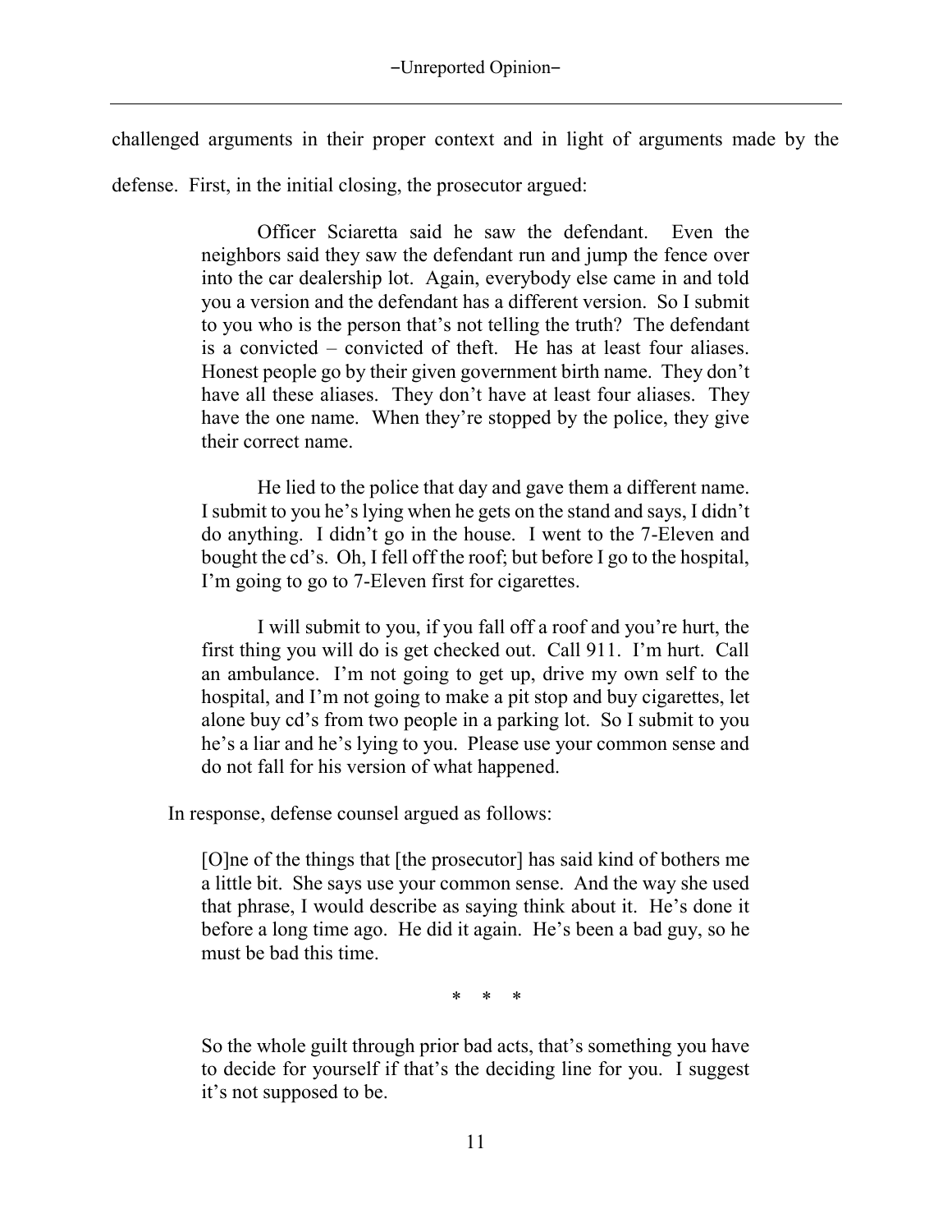challenged arguments in their proper context and in light of arguments made by the defense. First, in the initial closing, the prosecutor argued:

> Officer Sciaretta said he saw the defendant. Even the neighbors said they saw the defendant run and jump the fence over into the car dealership lot. Again, everybody else came in and told you a version and the defendant has a different version. So I submit to you who is the person that's not telling the truth? The defendant is a convicted – convicted of theft. He has at least four aliases. Honest people go by their given government birth name. They don't have all these aliases. They don't have at least four aliases. They have the one name. When they're stopped by the police, they give their correct name.
>
> He lied to the police that day and gave them a different name. I submit to you he's lying when he gets on the stand and says, I didn't do anything. I didn't go in the house. I went to the 7-Eleven and bought the cd's. Oh, I fell off the roof; but before I go to the hospital, I'm going to go to 7-Eleven first for cigarettes.
>
> I will submit to you, if you fall off a roof and you're hurt, the first thing you will do is get checked out. Call 911. I'm hurt. Call an ambulance. I'm not going to get up, drive my own self to the hospital, and I'm not going to make a pit stop and buy cigarettes, let alone buy cd's from two people in a parking lot. So I submit to you he's a liar and he's lying to you. Please use your common sense and do not fall for his version of what happened.

In response, defense counsel argued as follows:

> [O]ne of the things that [the prosecutor] has said kind of bothers me a little bit. She says use your common sense. And the way she used that phrase, I would describe as saying think about it. He's done it before a long time ago. He did it again. He's been a bad guy, so he must be bad this time.
>
> \* \* \*
>
> So the whole guilt through prior bad acts, that's something you have to decide for yourself if that's the deciding line for you. I suggest it's not supposed to be.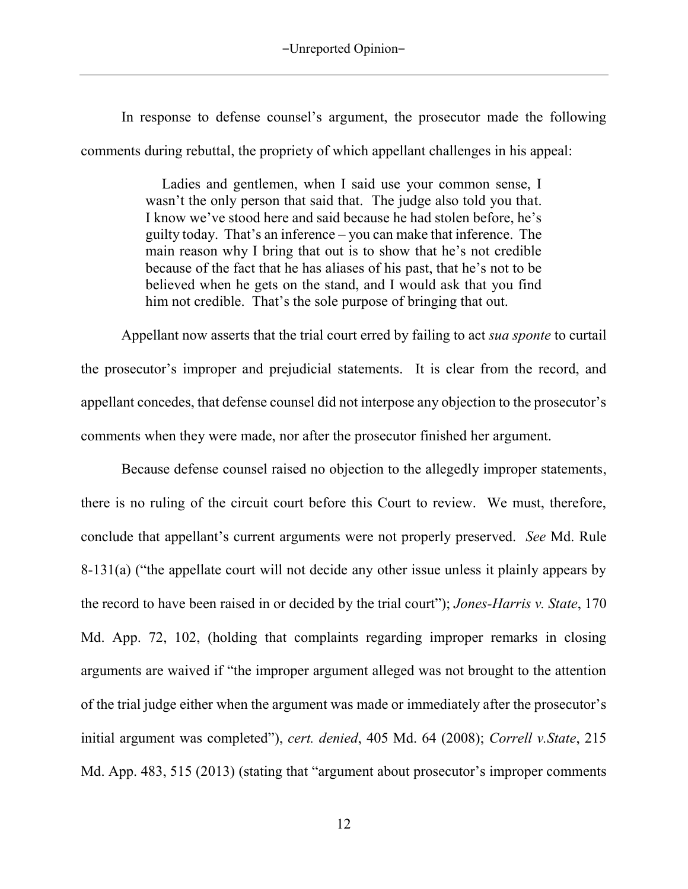In response to defense counsel's argument, the prosecutor made the following comments during rebuttal, the propriety of which appellant challenges in his appeal:

> Ladies and gentlemen, when I said use your common sense, I wasn't the only person that said that. The judge also told you that. I know we've stood here and said because he had stolen before, he's guilty today. That's an inference – you can make that inference. The main reason why I bring that out is to show that he's not credible because of the fact that he has aliases of his past, that he's not to be believed when he gets on the stand, and I would ask that you find him not credible. That's the sole purpose of bringing that out.

Appellant now asserts that the trial court erred by failing to act *sua sponte* to curtail the prosecutor's improper and prejudicial statements. It is clear from the record, and appellant concedes, that defense counsel did not interpose any objection to the prosecutor's comments when they were made, nor after the prosecutor finished her argument.

Because defense counsel raised no objection to the allegedly improper statements, there is no ruling of the circuit court before this Court to review. We must, therefore, conclude that appellant's current arguments were not properly preserved. *See* Md. Rule 8-131(a) ("the appellate court will not decide any other issue unless it plainly appears by the record to have been raised in or decided by the trial court"); *Jones-Harris v. State*, 170 Md. App. 72, 102, (holding that complaints regarding improper remarks in closing arguments are waived if "the improper argument alleged was not brought to the attention of the trial judge either when the argument was made or immediately after the prosecutor's initial argument was completed"), *cert. denied*, 405 Md. 64 (2008); *Correll v.State*, 215 Md. App. 483, 515 (2013) (stating that "argument about prosecutor's improper comments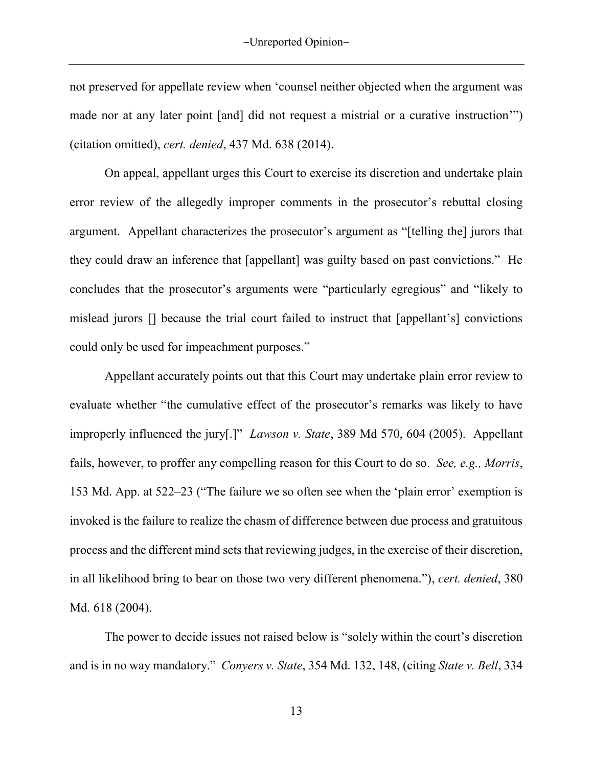not preserved for appellate review when 'counsel neither objected when the argument was made nor at any later point [and] did not request a mistrial or a curative instruction'") (citation omitted), *cert. denied*, 437 Md. 638 (2014).

On appeal, appellant urges this Court to exercise its discretion and undertake plain error review of the allegedly improper comments in the prosecutor's rebuttal closing argument. Appellant characterizes the prosecutor's argument as "[telling the] jurors that they could draw an inference that [appellant] was guilty based on past convictions." He concludes that the prosecutor's arguments were "particularly egregious" and "likely to mislead jurors [] because the trial court failed to instruct that [appellant's] convictions could only be used for impeachment purposes."

Appellant accurately points out that this Court may undertake plain error review to evaluate whether "the cumulative effect of the prosecutor's remarks was likely to have improperly influenced the jury[.]" *Lawson v. State*, 389 Md 570, 604 (2005). Appellant fails, however, to proffer any compelling reason for this Court to do so. *See, e.g., Morris*, 153 Md. App. at 522–23 ("The failure we so often see when the 'plain error' exemption is invoked is the failure to realize the chasm of difference between due process and gratuitous process and the different mind sets that reviewing judges, in the exercise of their discretion, in all likelihood bring to bear on those two very different phenomena."), *cert. denied*, 380 Md. 618 (2004).

The power to decide issues not raised below is "solely within the court's discretion and is in no way mandatory." *Conyers v. State*, 354 Md. 132, 148, (citing *State v. Bell*, 334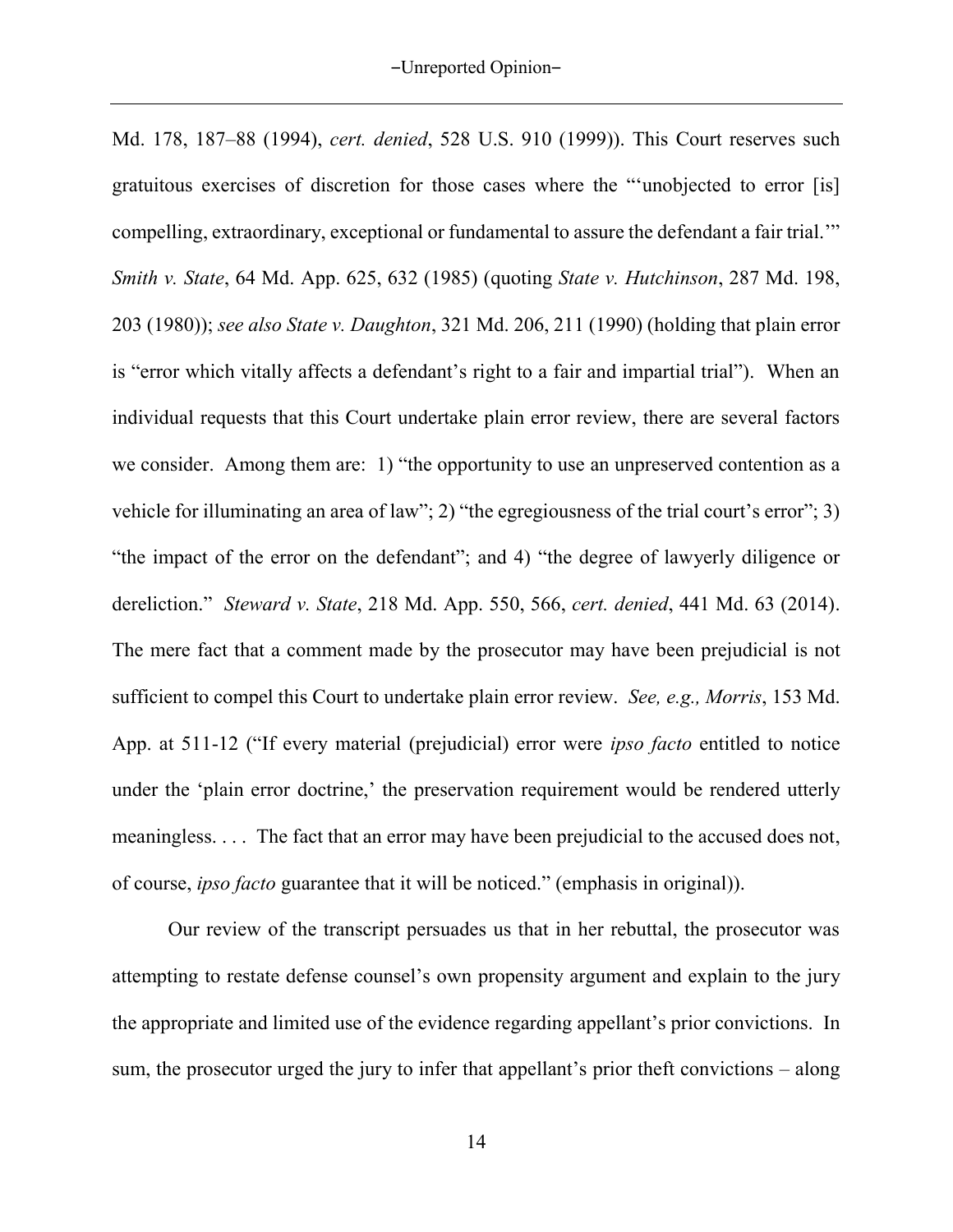Md. 178, 187–88 (1994), *cert. denied*, 528 U.S. 910 (1999)). This Court reserves such gratuitous exercises of discretion for those cases where the "'unobjected to error [is] compelling, extraordinary, exceptional or fundamental to assure the defendant a fair trial.'" *Smith v. State*, 64 Md. App. 625, 632 (1985) (quoting *State v. Hutchinson*, 287 Md. 198, 203 (1980)); *see also State v. Daughton*, 321 Md. 206, 211 (1990) (holding that plain error is "error which vitally affects a defendant's right to a fair and impartial trial"). When an individual requests that this Court undertake plain error review, there are several factors we consider. Among them are: 1) "the opportunity to use an unpreserved contention as a vehicle for illuminating an area of law"; 2) "the egregiousness of the trial court's error"; 3) "the impact of the error on the defendant"; and 4) "the degree of lawyerly diligence or dereliction." *Steward v. State*, 218 Md. App. 550, 566, *cert. denied*, 441 Md. 63 (2014). The mere fact that a comment made by the prosecutor may have been prejudicial is not sufficient to compel this Court to undertake plain error review. *See, e.g., Morris*, 153 Md. App. at 511-12 ("If every material (prejudicial) error were *ipso facto* entitled to notice under the 'plain error doctrine,' the preservation requirement would be rendered utterly meaningless. . . . The fact that an error may have been prejudicial to the accused does not, of course, *ipso facto* guarantee that it will be noticed." (emphasis in original)).

Our review of the transcript persuades us that in her rebuttal, the prosecutor was attempting to restate defense counsel's own propensity argument and explain to the jury the appropriate and limited use of the evidence regarding appellant's prior convictions. In sum, the prosecutor urged the jury to infer that appellant's prior theft convictions – along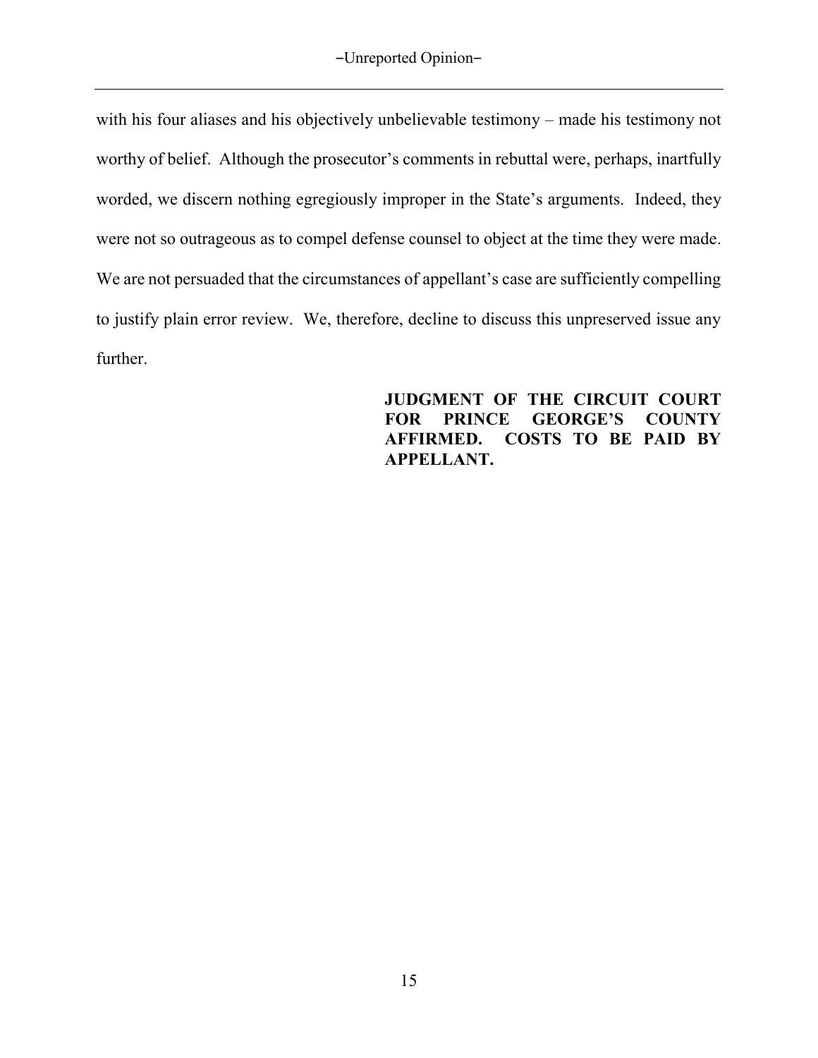with his four aliases and his objectively unbelievable testimony – made his testimony not worthy of belief. Although the prosecutor's comments in rebuttal were, perhaps, inartfully worded, we discern nothing egregiously improper in the State's arguments. Indeed, they were not so outrageous as to compel defense counsel to object at the time they were made. We are not persuaded that the circumstances of appellant's case are sufficiently compelling to justify plain error review. We, therefore, decline to discuss this unpreserved issue any further.

**JUDGMENT OF THE CIRCUIT COURT FOR PRINCE GEORGE'S COUNTY AFFIRMED. COSTS TO BE PAID BY APPELLANT.**